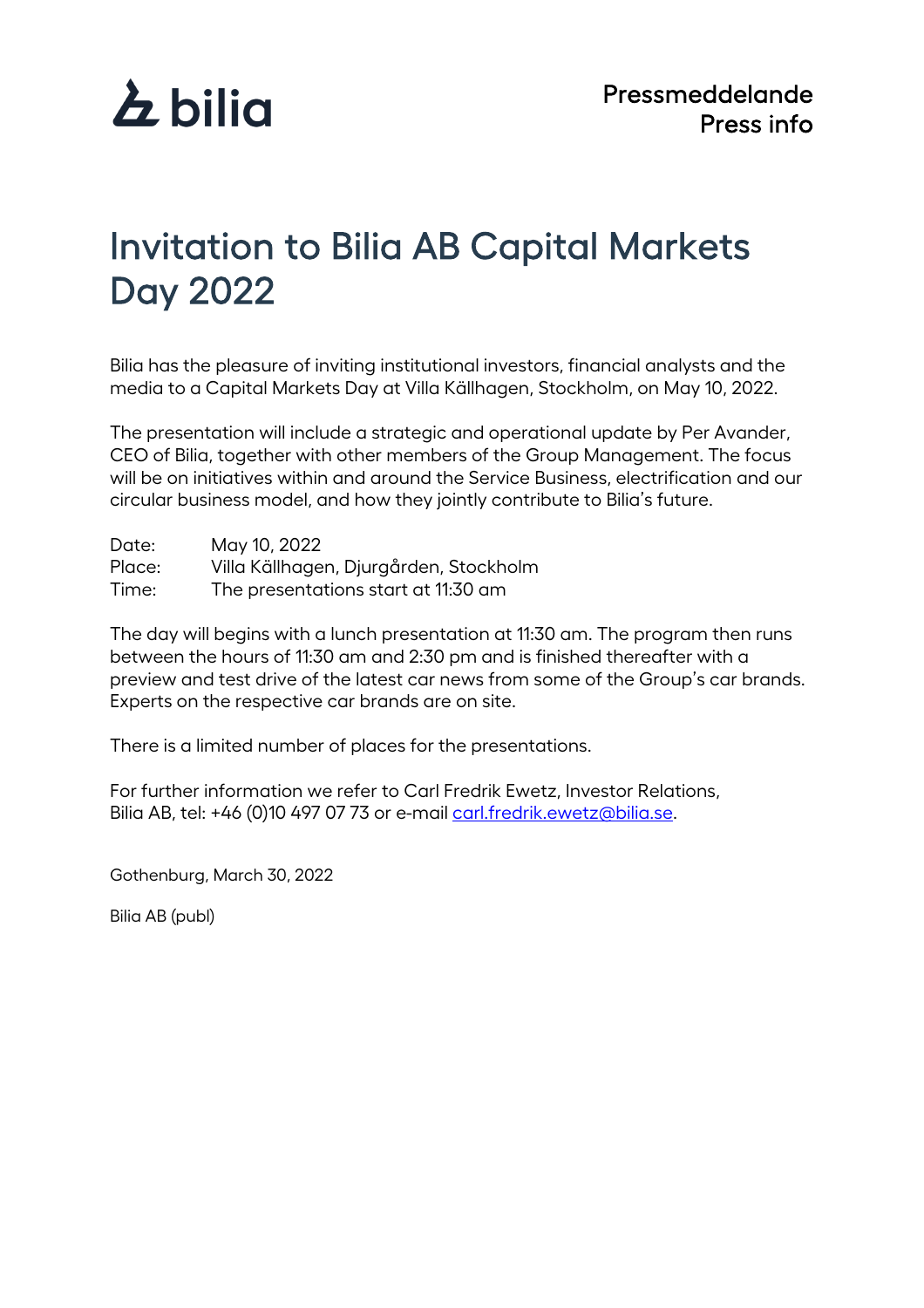bilia

Pressmeddelande
Press info

# Invitation to Bilia AB Capital Markets Day 2022

Bilia has the pleasure of inviting institutional investors, financial analysts and the media to a Capital Markets Day at Villa Källhagen, Stockholm, on May 10, 2022.

The presentation will include a strategic and operational update by Per Avander, CEO of Bilia, together with other members of the Group Management. The focus will be on initiatives within and around the Service Business, electrification and our circular business model, and how they jointly contribute to Bilia's future.

Date: May 10, 2022
Place: Villa Källhagen, Djurgården, Stockholm
Time: The presentations start at 11:30 am

The day will begins with a lunch presentation at 11:30 am. The program then runs between the hours of 11:30 am and 2:30 pm and is finished thereafter with a preview and test drive of the latest car news from some of the Group's car brands. Experts on the respective car brands are on site.

There is a limited number of places for the presentations.

For further information we refer to Carl Fredrik Ewetz, Investor Relations, Bilia AB, tel: +46 (0)10 497 07 73 or e-mail carl.fredrik.ewetz@bilia.se.

Gothenburg, March 30, 2022

Bilia AB (publ)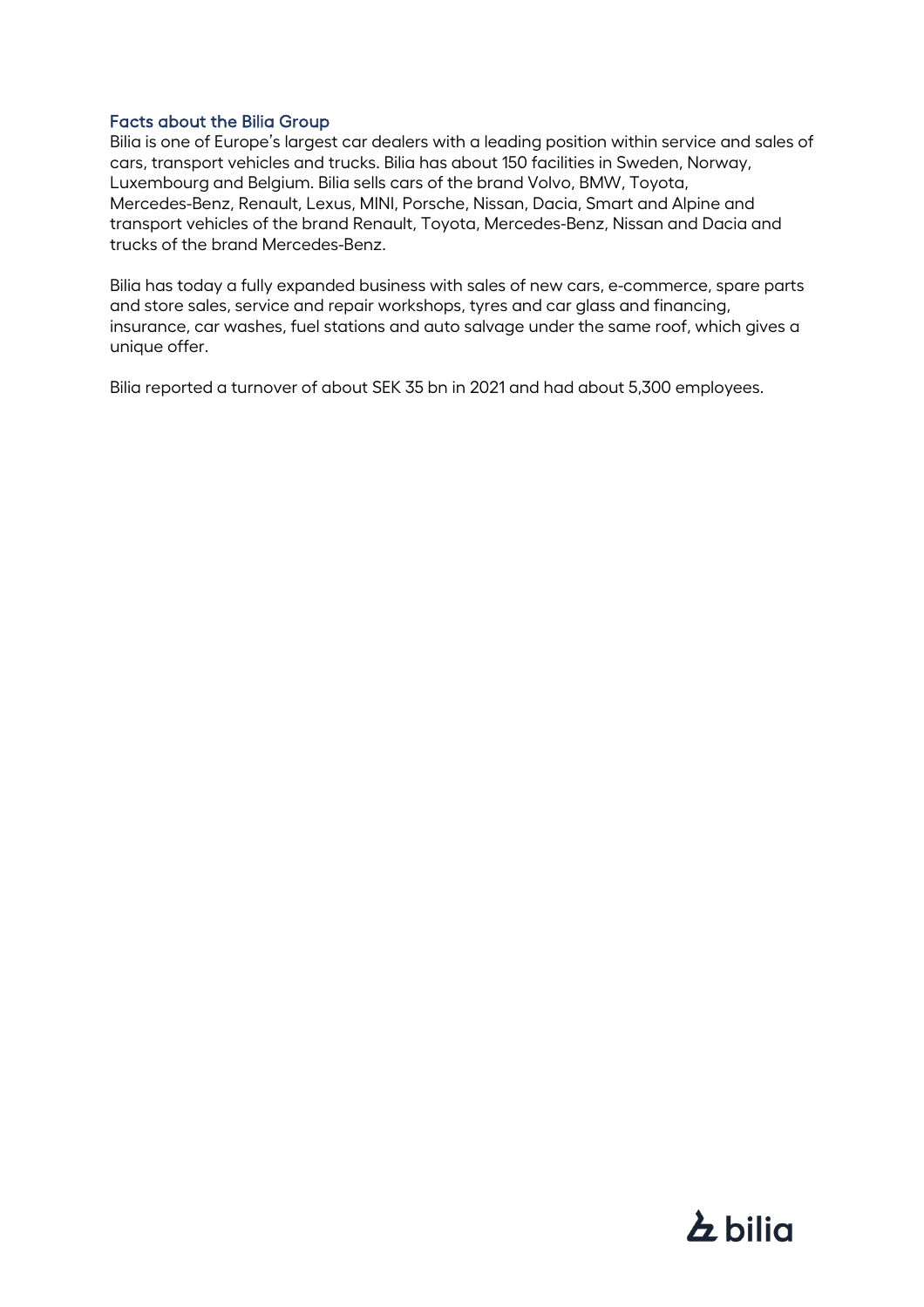## Facts about the Bilia Group

Bilia is one of Europe's largest car dealers with a leading position within service and sales of cars, transport vehicles and trucks. Bilia has about 150 facilities in Sweden, Norway, Luxembourg and Belgium. Bilia sells cars of the brand Volvo, BMW, Toyota, Mercedes-Benz, Renault, Lexus, MINI, Porsche, Nissan, Dacia, Smart and Alpine and transport vehicles of the brand Renault, Toyota, Mercedes-Benz, Nissan and Dacia and trucks of the brand Mercedes-Benz.

Bilia has today a fully expanded business with sales of new cars, e-commerce, spare parts and store sales, service and repair workshops, tyres and car glass and financing, insurance, car washes, fuel stations and auto salvage under the same roof, which gives a unique offer.

Bilia reported a turnover of about SEK 35 bn in 2021 and had about 5,300 employees.